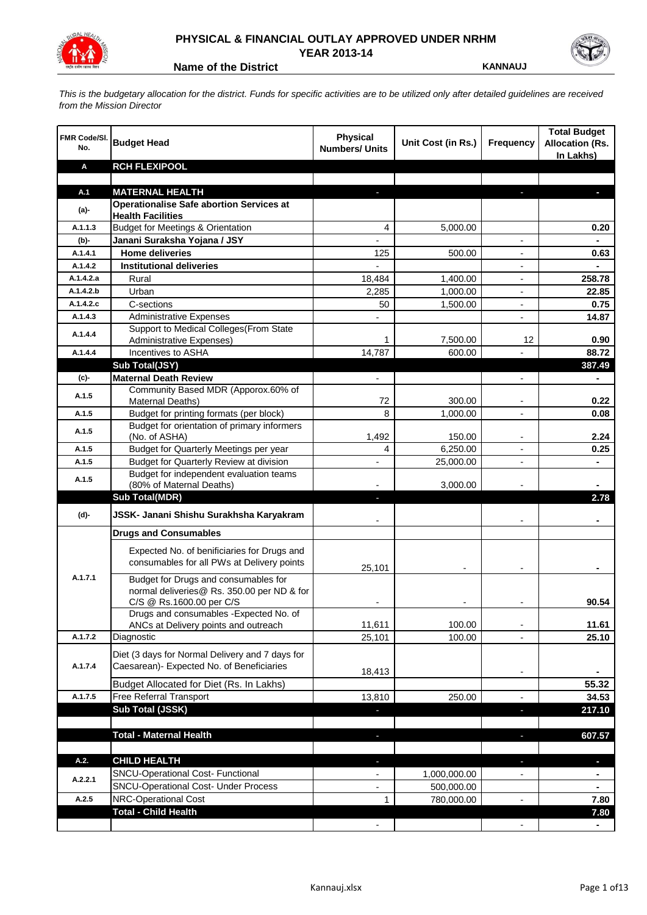# PHYSICAL & FINANCIAL OUTLAY APPROVED UNDER NRHM
## YEAR 2013-14

**Name of the District** **KANNAUJ**

*This is the budgetary allocation for the district. Funds for specific activities are to be utilized only after detailed guidelines are received from the Mission Director*

| FMR Code/Sl. No. | Budget Head | Physical Numbers/ Units | Unit Cost (in Rs.) | Frequency | Total Budget Allocation (Rs. In Lakhs) |
|---|---|---|---|---|---|
| **A** | **RCH FLEXIPOOL** | | | | |
| | | | | | |
| **A.1** | **MATERNAL HEALTH** | - | | - | - |
| **(a)-** | **Operationalise Safe abortion Services at Health Facilities** | | | | |
| A.1.1.3 | Budget for Meetings & Orientation | 4 | 5,000.00 | | 0.20 |
| **(b)-** | **Janani Suraksha Yojana / JSY** | - | | - | - |
| A.1.4.1 | **Home deliveries** | 125 | 500.00 | - | 0.63 |
| A.1.4.2 | **Institutional deliveries** | - | | - | - |
| A.1.4.2.a | Rural | 18,484 | 1,400.00 | - | 258.78 |
| A.1.4.2.b | Urban | 2,285 | 1,000.00 | - | 22.85 |
| A.1.4.2.c | C-sections | 50 | 1,500.00 | - | 0.75 |
| A.1.4.3 | Administrative Expenses | - | | - | 14.87 |
| A.1.4.4 | Support to Medical Colleges(From State Administrative Expenses) | 1 | 7,500.00 | 12 | 0.90 |
| A.1.4.4 | Incentives to ASHA | 14,787 | 600.00 | - | 88.72 |
| | **Sub Total(JSY)** | | | | **387.49** |
| **(c)-** | **Maternal Death Review** | - | | - | - |
| A.1.5 | Community Based MDR (Apporox.60% of Maternal Deaths) | 72 | 300.00 | - | 0.22 |
| A.1.5 | Budget for printing formats (per block) | 8 | 1,000.00 | - | 0.08 |
| A.1.5 | Budget for orientation of primary informers (No. of ASHA) | 1,492 | 150.00 | - | 2.24 |
| A.1.5 | Budget for Quarterly Meetings per year | 4 | 6,250.00 | - | 0.25 |
| A.1.5 | Budget for Quarterly Review at division | - | 25,000.00 | - | - |
| A.1.5 | Budget for independent evaluation teams (80% of Maternal Deaths) | - | 3,000.00 | - | - |
| | **Sub Total(MDR)** | - | | | **2.78** |
| **(d)-** | **JSSK- Janani Shishu Surakhsha Karyakram** | - | | - | - |
| | **Drugs and Consumables** | | | | |
| A.1.7.1 | Expected No. of benificiaries for Drugs and consumables for all PWs at Delivery points | 25,101 | - | - | - |
| | Budget for Drugs and consumables for normal deliveries@ Rs. 350.00 per ND & for C/S @ Rs.1600.00 per C/S | - | - | - | 90.54 |
| | Drugs and consumables -Expected No. of ANCs at Delivery points and outreach | 11,611 | 100.00 | - | 11.61 |
| A.1.7.2 | Diagnostic | 25,101 | 100.00 | - | 25.10 |
| A.1.7.4 | Diet (3 days for Normal Delivery and 7 days for Caesarean)- Expected No. of Beneficiaries | 18,413 | | - | - |
| | Budget Allocated for Diet (Rs. In Lakhs) | | | | 55.32 |
| A.1.7.5 | Free Referral Transport | 13,810 | 250.00 | - | 34.53 |
| | **Sub Total (JSSK)** | - | | - | **217.10** |
| | | | | | |
| | **Total - Maternal Health** | - | | - | **607.57** |
| | | | | | |
| **A.2.** | **CHILD HEALTH** | - | | - | - |
| A.2.2.1 | SNCU-Operational Cost- Functional | - | 1,000,000.00 | - | - |
| | SNCU-Operational Cost- Under Process | - | 500,000.00 | | - |
| A.2.5 | NRC-Operational Cost | 1 | 780,000.00 | - | 7.80 |
| | **Total - Child Health** | | | | **7.80** |
| | | - | | - | - |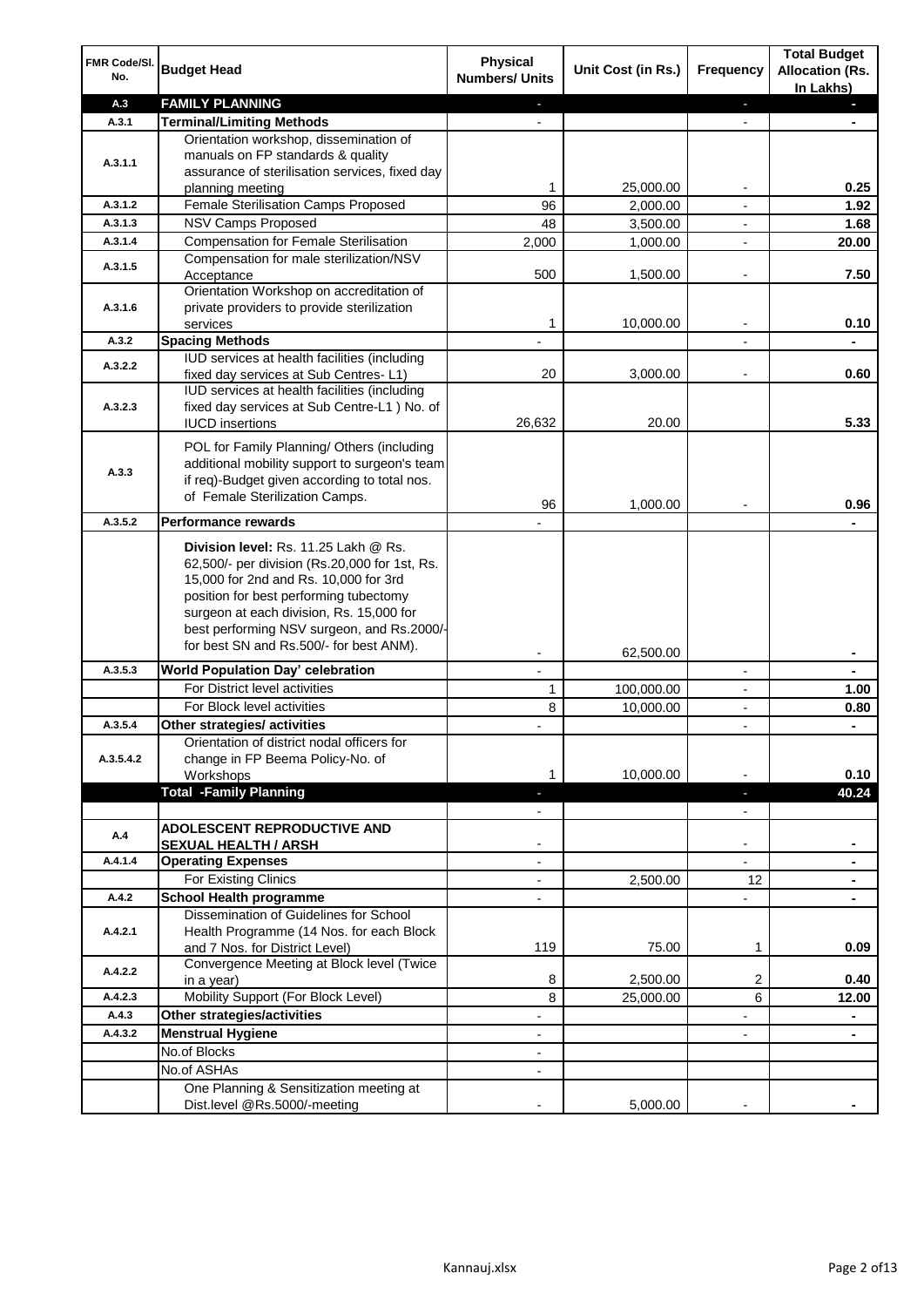| FMR Code/Sl. No. | Budget Head | Physical Numbers/ Units | Unit Cost (in Rs.) | Frequency | Total Budget Allocation (Rs. In Lakhs) |
|---|---|---|---|---|---|
| A.3 | **FAMILY PLANNING** | - | | - | - |
| A.3.1 | **Terminal/Limiting Methods** | - | | - | - |
| A.3.1.1 | Orientation workshop, dissemination of manuals on FP standards & quality assurance of sterilisation services, fixed day planning meeting | 1 | 25,000.00 | - | 0.25 |
| A.3.1.2 | Female Sterilisation Camps Proposed | 96 | 2,000.00 | - | 1.92 |
| A.3.1.3 | NSV Camps Proposed | 48 | 3,500.00 | - | 1.68 |
| A.3.1.4 | Compensation for Female Sterilisation | 2,000 | 1,000.00 | - | 20.00 |
| A.3.1.5 | Compensation for male sterilization/NSV Acceptance | 500 | 1,500.00 | - | 7.50 |
| A.3.1.6 | Orientation Workshop on accreditation of private providers to provide sterilization services | 1 | 10,000.00 | - | 0.10 |
| A.3.2 | **Spacing Methods** | - | | - | - |
| A.3.2.2 | IUD services at health facilities (including fixed day services at Sub Centres- L1) | 20 | 3,000.00 | - | 0.60 |
| A.3.2.3 | IUD services at health facilities (including fixed day services at Sub Centre-L1 ) No. of IUCD insertions | 26,632 | 20.00 | | 5.33 |
| A.3.3 | POL for Family Planning/ Others (including additional mobility support to surgeon's team if req)-Budget given according to total nos. of Female Sterilization Camps. | 96 | 1,000.00 | - | 0.96 |
| A.3.5.2 | **Performance rewards** | - | | | - |
| | **Division level:** Rs. 11.25 Lakh @ Rs. 62,500/- per division (Rs.20,000 for 1st, Rs. 15,000 for 2nd and Rs. 10,000 for 3rd position for best performing tubectomy surgeon at each division, Rs. 15,000 for best performing NSV surgeon, and Rs.2000/- for best SN and Rs.500/- for best ANM). | - | 62,500.00 | | - |
| A.3.5.3 | **World Population Day' celebration** | - | | - | - |
| | For District level activities | 1 | 100,000.00 | - | 1.00 |
| | For Block level activities | 8 | 10,000.00 | - | 0.80 |
| A.3.5.4 | **Other strategies/ activities** | - | | - | - |
| A.3.5.4.2 | Orientation of district nodal officers for change in FP Beema Policy-No. of Workshops | 1 | 10,000.00 | - | 0.10 |
| | **Total -Family Planning** | - | | - | **40.24** |
| | | - | | - | |
| A.4 | **ADOLESCENT REPRODUCTIVE AND SEXUAL HEALTH / ARSH** | - | | - | - |
| A.4.1.4 | **Operating Expenses** | - | | - | - |
| | For Existing Clinics | - | 2,500.00 | 12 | - |
| A.4.2 | **School Health programme** | - | | - | - |
| A.4.2.1 | Dissemination of Guidelines for School Health Programme (14 Nos. for each Block and 7 Nos. for District Level) | 119 | 75.00 | 1 | 0.09 |
| A.4.2.2 | Convergence Meeting at Block level (Twice in a year) | 8 | 2,500.00 | 2 | 0.40 |
| A.4.2.3 | Mobility Support (For Block Level) | 8 | 25,000.00 | 6 | 12.00 |
| A.4.3 | **Other strategies/activities** | - | | - | - |
| A.4.3.2 | **Menstrual Hygiene** | - | | - | - |
| | No.of Blocks | - | | | |
| | No.of ASHAs | - | | | |
| | One Planning & Sensitization meeting at Dist.level @Rs.5000/-meeting | - | 5,000.00 | - | - |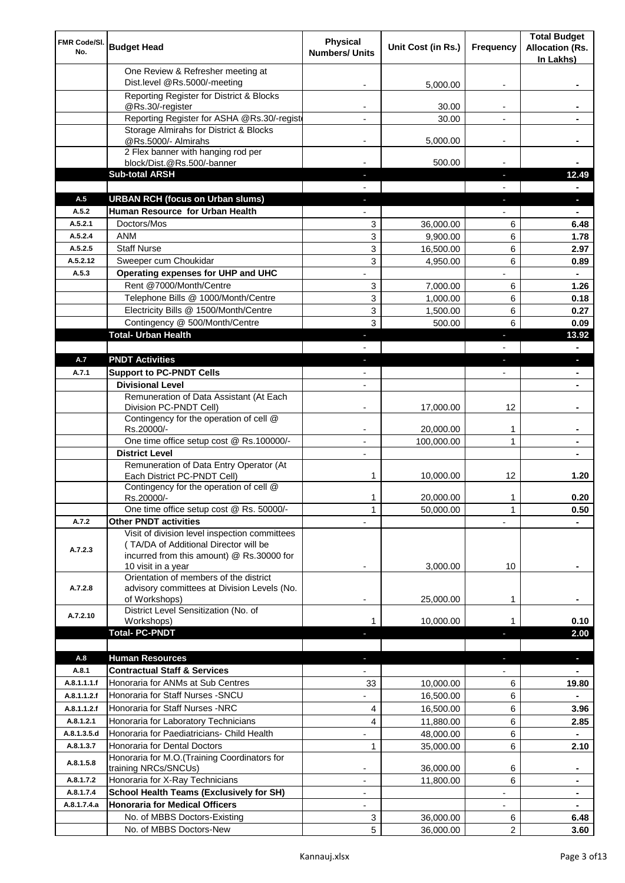| FMR Code/Sl. No. | Budget Head | Physical Numbers/ Units | Unit Cost (in Rs.) | Frequency | Total Budget Allocation (Rs. In Lakhs) |
|---|---|---|---|---|---|
| | One Review & Refresher meeting at Dist.level @Rs.5000/-meeting | - | 5,000.00 | - | - |
| | Reporting Register for District & Blocks @Rs.30/-register | - | 30.00 | - | - |
| | Reporting Register for ASHA @Rs.30/-registe | - | 30.00 | - | - |
| | Storage Almirahs for District & Blocks @Rs.5000/- Almirahs | - | 5,000.00 | - | - |
| | 2 Flex banner with hanging rod per block/Dist.@Rs.500/-banner | - | 500.00 | - | - |
| | **Sub-total ARSH** | - | | - | **12.49** |
| | | - | | - | - |
| **A.5** | **URBAN RCH (focus on Urban slums)** | - | | - | - |
| **A.5.2** | **Human Resource for Urban Health** | - | | - | - |
| A.5.2.1 | Doctors/Mos | 3 | 36,000.00 | 6 | **6.48** |
| A.5.2.4 | ANM | 3 | 9,900.00 | 6 | **1.78** |
| A.5.2.5 | Staff Nurse | 3 | 16,500.00 | 6 | **2.97** |
| A.5.2.12 | Sweeper cum Choukidar | 3 | 4,950.00 | 6 | **0.89** |
| **A.5.3** | **Operating expenses for UHP and UHC** | - | | - | - |
| | Rent @7000/Month/Centre | 3 | 7,000.00 | 6 | **1.26** |
| | Telephone Bills @ 1000/Month/Centre | 3 | 1,000.00 | 6 | **0.18** |
| | Electricity Bills @ 1500/Month/Centre | 3 | 1,500.00 | 6 | **0.27** |
| | Contingency @ 500/Month/Centre | 3 | 500.00 | 6 | **0.09** |
| | **Total- Urban Health** | - | | - | **13.92** |
| | | - | | - | - |
| **A.7** | **PNDT Activities** | - | | - | - |
| **A.7.1** | **Support to PC-PNDT Cells** | - | | - | - |
| | **Divisional Level** | - | | | - |
| | Remuneration of Data Assistant (At Each Division PC-PNDT Cell) | - | 17,000.00 | 12 | - |
| | Contingency for the operation of cell @ Rs.20000/- | - | 20,000.00 | 1 | - |
| | One time office setup cost @ Rs.100000/- | - | 100,000.00 | 1 | - |
| | **District Level** | - | | | - |
| | Remuneration of Data Entry Operator (At Each District PC-PNDT Cell) | 1 | 10,000.00 | 12 | **1.20** |
| | Contingency for the operation of cell @ Rs.20000/- | 1 | 20,000.00 | 1 | **0.20** |
| | One time office setup cost @ Rs. 50000/- | 1 | 50,000.00 | 1 | **0.50** |
| **A.7.2** | **Other PNDT activities** | - | | - | - |
| A.7.2.3 | Visit of division level inspection committees ( TA/DA of Additional Director will be incurred from this amount) @ Rs.30000 for 10 visit in a year | - | 3,000.00 | 10 | - |
| A.7.2.8 | Orientation of members of the district advisory committees at Division Levels (No. of Workshops) | - | 25,000.00 | 1 | - |
| A.7.2.10 | District Level Sensitization (No. of Workshops) | 1 | 10,000.00 | 1 | **0.10** |
| | **Total- PC-PNDT** | - | | - | **2.00** |
| | | | | | |
| **A.8** | **Human Resources** | - | | - | - |
| **A.8.1** | **Contractual Staff & Services** | - | | - | - |
| A.8.1.1.1.f | Honoraria for ANMs at Sub Centres | 33 | 10,000.00 | 6 | **19.80** |
| A.8.1.1.2.f | Honoraria for Staff Nurses -SNCU | - | 16,500.00 | 6 | - |
| A.8.1.1.2.f | Honoraria for Staff Nurses -NRC | 4 | 16,500.00 | 6 | **3.96** |
| A.8.1.2.1 | Honoraria for Laboratory Technicians | 4 | 11,880.00 | 6 | **2.85** |
| A.8.1.3.5.d | Honoraria for Paediatricians- Child Health | - | 48,000.00 | 6 | - |
| A.8.1.3.7 | Honoraria for Dental Doctors | 1 | 35,000.00 | 6 | **2.10** |
| A.8.1.5.8 | Honoraria for M.O.(Training Coordinators for training NRCs/SNCUs) | - | 36,000.00 | 6 | - |
| A.8.1.7.2 | Honoraria for X-Ray Technicians | - | 11,800.00 | 6 | - |
| A.8.1.7.4 | **School Health Teams (Exclusively for SH)** | - | | - | - |
| A.8.1.7.4.a | **Honoraria for Medical Officers** | - | | - | - |
| | No. of MBBS Doctors-Existing | 3 | 36,000.00 | 6 | **6.48** |
| | No. of MBBS Doctors-New | 5 | 36,000.00 | 2 | **3.60** |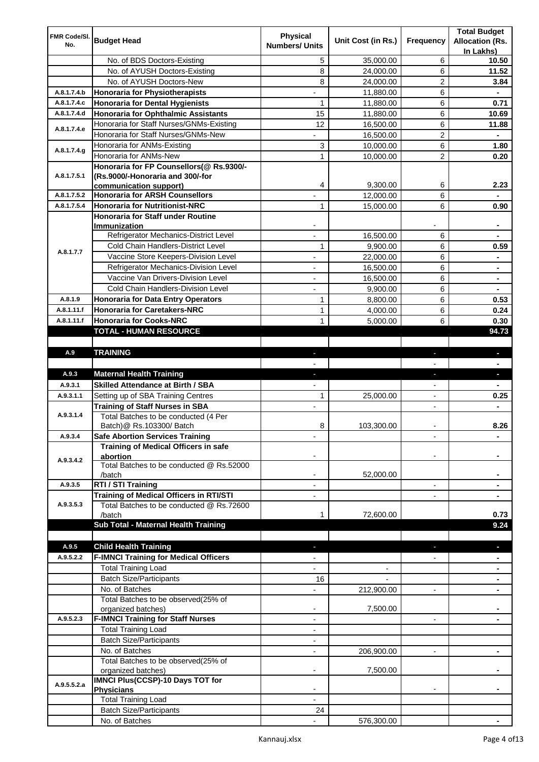| FMR Code/Sl. No. | Budget Head | Physical Numbers/ Units | Unit Cost (in Rs.) | Frequency | Total Budget Allocation (Rs. In Lakhs) |
|---|---|---|---|---|---|
| | No. of BDS Doctors-Existing | 5 | 35,000.00 | 6 | **10.50** |
| | No. of AYUSH Doctors-Existing | 8 | 24,000.00 | 6 | **11.52** |
| | No. of AYUSH Doctors-New | 8 | 24,000.00 | 2 | **3.84** |
| A.8.1.7.4.b | **Honoraria for Physiotherapists** | - | 11,880.00 | 6 | **-** |
| A.8.1.7.4.c | **Honoraria for Dental Hygienists** | 1 | 11,880.00 | 6 | **0.71** |
| A.8.1.7.4.d | **Honoraria for Ophthalmic Assistants** | 15 | 11,880.00 | 6 | **10.69** |
| A.8.1.7.4.e | Honoraria for Staff Nurses/GNMs-Existing | 12 | 16,500.00 | 6 | **11.88** |
| | Honoraria for Staff Nurses/GNMs-New | - | 16,500.00 | 2 | **-** |
| A.8.1.7.4.g | Honoraria for ANMs-Existing | 3 | 10,000.00 | 6 | **1.80** |
| | Honoraria for ANMs-New | 1 | 10,000.00 | 2 | **0.20** |
| A.8.1.7.5.1 | **Honoraria for FP Counsellors(@ Rs.9300/- (Rs.9000/-Honoraria and 300/-for communication support)** | 4 | 9,300.00 | 6 | **2.23** |
| A.8.1.7.5.2 | **Honoraria for ARSH Counsellors** | - | 12,000.00 | 6 | **-** |
| A.8.1.7.5.4 | **Honoraria for Nutritionist-NRC** | 1 | 15,000.00 | 6 | **0.90** |
| A.8.1.7.7 | **Honoraria for Staff under Routine Immunization** | - | | - | **-** |
| | Refrigerator Mechanics-District Level | - | 16,500.00 | 6 | **-** |
| | Cold Chain Handlers-District Level | 1 | 9,900.00 | 6 | **0.59** |
| | Vaccine Store Keepers-Division Level | - | 22,000.00 | 6 | **-** |
| | Refrigerator Mechanics-Division Level | - | 16,500.00 | 6 | **-** |
| | Vaccine Van Drivers-Division Level | - | 16,500.00 | 6 | **-** |
| | Cold Chain Handlers-Division Level | - | 9,900.00 | 6 | **-** |
| A.8.1.9 | **Honoraria for Data Entry Operators** | 1 | 8,800.00 | 6 | **0.53** |
| A.8.1.11.f | **Honoraria for Caretakers-NRC** | 1 | 4,000.00 | 6 | **0.24** |
| A.8.1.11.f | **Honoraria for Cooks-NRC** | 1 | 5,000.00 | 6 | **0.30** |
| | **TOTAL - HUMAN RESOURCE** | | | | **94.73** |
| | | | | | |
| A.9 | **TRAINING** | - | | - | **-** |
| | | - | | - | **-** |
| A.9.3 | **Maternal Health Training** | - | | - | **-** |
| A.9.3.1 | **Skilled Attendance at Birth / SBA** | - | | - | **-** |
| A.9.3.1.1 | Setting up of SBA Training Centres | 1 | 25,000.00 | - | **0.25** |
| A.9.3.1.4 | **Training of Staff Nurses in SBA** | - | | - | **-** |
| | Total Batches to be conducted (4 Per Batch)@ Rs.103300/ Batch | 8 | 103,300.00 | - | **8.26** |
| A.9.3.4 | **Safe Abortion Services Training** | - | | - | **-** |
| A.9.3.4.2 | **Training of Medical Officers in safe abortion** | - | | - | **-** |
| | Total Batches to be conducted @ Rs.52000 /batch | - | 52,000.00 | | **-** |
| A.9.3.5 | **RTI / STI Training** | - | | - | **-** |
| A.9.3.5.3 | **Training of Medical Officers in RTI/STI** | - | | - | **-** |
| | Total Batches to be conducted @ Rs.72600 /batch | 1 | 72,600.00 | | **0.73** |
| | **Sub Total - Maternal Health Training** | | | | **9.24** |
| | | | | | |
| A.9.5 | **Child Health Training** | - | | - | **-** |
| A.9.5.2.2 | **F-IMNCI Training for Medical Officers** | - | | - | **-** |
| | Total Training Load | - | - | | **-** |
| | Batch Size/Participants | 16 | - | | **-** |
| | No. of Batches | - | 212,900.00 | - | **-** |
| | Total Batches to be observed(25% of organized batches) | - | 7,500.00 | | **-** |
| A.9.5.2.3 | **F-IMNCI Training for Staff Nurses** | - | | - | **-** |
| | Total Training Load | - | | | |
| | Batch Size/Participants | - | | | |
| | No. of Batches | - | 206,900.00 | - | **-** |
| | Total Batches to be observed(25% of organized batches) | - | 7,500.00 | | **-** |
| A.9.5.5.2.a | **IMNCI Plus(CCSP)-10 Days TOT for Physicians** | - | | - | **-** |
| | Total Training Load | - | | | |
| | Batch Size/Participants | 24 | | | |
| | No. of Batches | - | 576,300.00 | | **-** |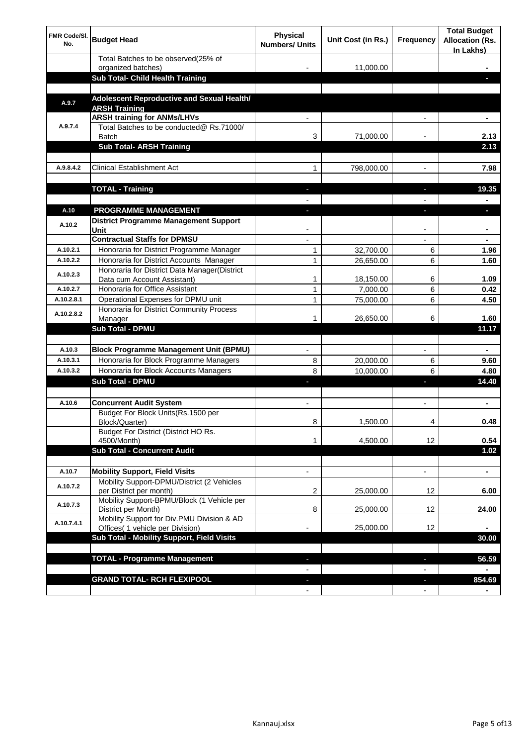| FMR Code/Sl. No. | Budget Head | Physical Numbers/ Units | Unit Cost (in Rs.) | Frequency | Total Budget Allocation (Rs. In Lakhs) |
|---|---|---|---|---|---|
| | Total Batches to be observed(25% of organized batches) | - | 11,000.00 | | - |
| | **Sub Total- Child Health Training** | | | | - |
| | | | | | |
| A.9.7 | **Adolescent Reproductive and Sexual Health/ ARSH Training** | | | | |
| A.9.7.4 | **ARSH training for ANMs/LHVs** | - | | - | - |
| | Total Batches to be conducted@ Rs.71000/ Batch | 3 | 71,000.00 | - | 2.13 |
| | **Sub Total- ARSH Training** | | | | **2.13** |
| | | | | | |
| A.9.8.4.2 | Clinical Establishment Act | 1 | 798,000.00 | - | 7.98 |
| | | | | | |
| | **TOTAL - Training** | - | | - | **19.35** |
| | | - | | - | - |
| A.10 | **PROGRAMME MANAGEMENT** | - | | - | - |
| A.10.2 | **District Programme Management Support Unit** | - | | - | - |
| | **Contractual Staffs for DPMSU** | - | | - | - |
| A.10.2.1 | Honoraria for District Programme Manager | 1 | 32,700.00 | 6 | 1.96 |
| A.10.2.2 | Honoraria for District Accounts Manager | 1 | 26,650.00 | 6 | 1.60 |
| A.10.2.3 | Honoraria for District Data Manager(District Data cum Account Assistant) | 1 | 18,150.00 | 6 | 1.09 |
| A.10.2.7 | Honoraria for Office Assistant | 1 | 7,000.00 | 6 | 0.42 |
| A.10.2.8.1 | Operational Expenses for DPMU unit | 1 | 75,000.00 | 6 | 4.50 |
| A.10.2.8.2 | Honoraria for District Community Process Manager | 1 | 26,650.00 | 6 | 1.60 |
| | **Sub Total - DPMU** | | | | **11.17** |
| | | | | | |
| A.10.3 | **Block Programme Management Unit (BPMU)** | - | | - | - |
| A.10.3.1 | Honoraria for Block Programme Managers | 8 | 20,000.00 | 6 | 9.60 |
| A.10.3.2 | Honoraria for Block Accounts Managers | 8 | 10,000.00 | 6 | 4.80 |
| | **Sub Total - DPMU** | - | | - | **14.40** |
| | | | | | |
| A.10.6 | **Concurrent Audit System** | - | | - | - |
| | Budget For Block Units(Rs.1500 per Block/Quarter) | 8 | 1,500.00 | 4 | 0.48 |
| | Budget For District (District HO Rs. 4500/Month) | 1 | 4,500.00 | 12 | 0.54 |
| | **Sub Total - Concurrent Audit** | | | | **1.02** |
| | | | | | |
| A.10.7 | **Mobility Support, Field Visits** | - | | - | - |
| A.10.7.2 | Mobility Support-DPMU/District (2 Vehicles per District per month) | 2 | 25,000.00 | 12 | 6.00 |
| A.10.7.3 | Mobility Support-BPMU/Block (1 Vehicle per District per Month) | 8 | 25,000.00 | 12 | 24.00 |
| A.10.7.4.1 | Mobility Support for Div.PMU Division & AD Offices( 1 vehicle per Division) | - | 25,000.00 | 12 | - |
| | **Sub Total - Mobility Support, Field Visits** | | | | **30.00** |
| | | | | | |
| | **TOTAL - Programme Management** | - | | - | **56.59** |
| | | - | | - | - |
| | **GRAND TOTAL- RCH FLEXIPOOL** | - | | - | **854.69** |
| | | - | | - | - |

Kannauj.xlsx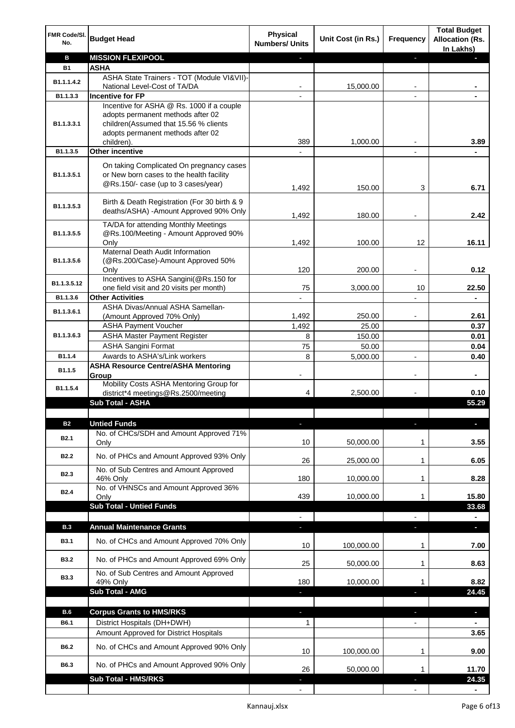| FMR Code/Sl. No. | Budget Head | Physical Numbers/ Units | Unit Cost (in Rs.) | Frequency | Total Budget Allocation (Rs. In Lakhs) |
|---|---|---|---|---|---|
| **B** | **MISSION FLEXIPOOL** | - | | - | - |
| **B1** | **ASHA** | | | | |
| B1.1.1.4.2 | ASHA State Trainers - TOT (Module VI&VII)-National Level-Cost of TA/DA | - | 15,000.00 | - | - |
| B1.1.3.3 | **Incentive for FP** | - | | - | - |
| B1.1.3.3.1 | Incentive for ASHA @ Rs. 1000 if a couple adopts permanent methods after 02 children(Assumed that 15.56 % clients adopts permanent methods after 02 children). | 389 | 1,000.00 | - | 3.89 |
| B1.1.3.5 | **Other incentive** | - | | - | - |
| B1.1.3.5.1 | On taking Complicated On pregnancy cases or New born cases to the health facility @Rs.150/- case (up to 3 cases/year) | 1,492 | 150.00 | 3 | 6.71 |
| B1.1.3.5.3 | Birth & Death Registration (For 30 birth & 9 deaths/ASHA) -Amount Approved 90% Only | 1,492 | 180.00 | - | 2.42 |
| B1.1.3.5.5 | TA/DA for attending Monthly Meetings @Rs.100/Meeting - Amount Approved 90% Only | 1,492 | 100.00 | 12 | 16.11 |
| B1.1.3.5.6 | Maternal Death Audit Information (@Rs.200/Case)-Amount Approved 50% Only | 120 | 200.00 | - | 0.12 |
| B1.1.3.5.12 | Incentives to ASHA Sangini(@Rs.150 for one field visit and 20 visits per month) | 75 | 3,000.00 | 10 | 22.50 |
| B1.1.3.6 | **Other Activities** | - | | - | - |
| B1.1.3.6.1 | ASHA Divas/Annual ASHA Samellan-(Amount Approved 70% Only) | 1,492 | 250.00 | - | 2.61 |
| B1.1.3.6.3 | ASHA Payment Voucher | 1,492 | 25.00 | | 0.37 |
| | ASHA Master Payment Register | 8 | 150.00 | | 0.01 |
| | ASHA Sangini Format | 75 | 50.00 | | 0.04 |
| B1.1.4 | Awards to ASHA's/Link workers | 8 | 5,000.00 | - | 0.40 |
| B1.1.5 | **ASHA Resource Centre/ASHA Mentoring Group** | - | | - | - |
| B1.1.5.4 | Mobility Costs ASHA Mentoring Group for district*4 meetings@Rs.2500/meeting | 4 | 2,500.00 | - | 0.10 |
| | **Sub Total - ASHA** | | | | **55.29** |
| | | | | | |
| **B2** | **Untied Funds** | - | | - | - |
| B2.1 | No. of CHCs/SDH and Amount Approved 71% Only | 10 | 50,000.00 | 1 | 3.55 |
| B2.2 | No. of PHCs and Amount Approved 93% Only | 26 | 25,000.00 | 1 | 6.05 |
| B2.3 | No. of Sub Centres and Amount Approved 46% Only | 180 | 10,000.00 | 1 | 8.28 |
| B2.4 | No. of VHNSCs and Amount Approved 36% Only | 439 | 10,000.00 | 1 | 15.80 |
| | **Sub Total - Untied Funds** | | | | **33.68** |
| | | - | | - | - |
| **B.3** | **Annual Maintenance Grants** | - | | - | - |
| B3.1 | No. of CHCs and Amount Approved 70% Only | 10 | 100,000.00 | 1 | 7.00 |
| B3.2 | No. of PHCs and Amount Approved 69% Only | 25 | 50,000.00 | 1 | 8.63 |
| B3.3 | No. of Sub Centres and Amount Approved 49% Only | 180 | 10,000.00 | 1 | 8.82 |
| | **Sub Total - AMG** | - | | - | **24.45** |
| | | | | | |
| **B.6** | **Corpus Grants to HMS/RKS** | - | | - | - |
| B6.1 | District Hospitals (DH+DWH) | 1 | | - | - |
| | Amount Approved for District Hospitals | | | | 3.65 |
| B6.2 | No. of CHCs and Amount Approved 90% Only | 10 | 100,000.00 | 1 | 9.00 |
| B6.3 | No. of PHCs and Amount Approved 90% Only | 26 | 50,000.00 | 1 | 11.70 |
| | **Sub Total - HMS/RKS** | - | | - | **24.35** |
| | | - | | - | - |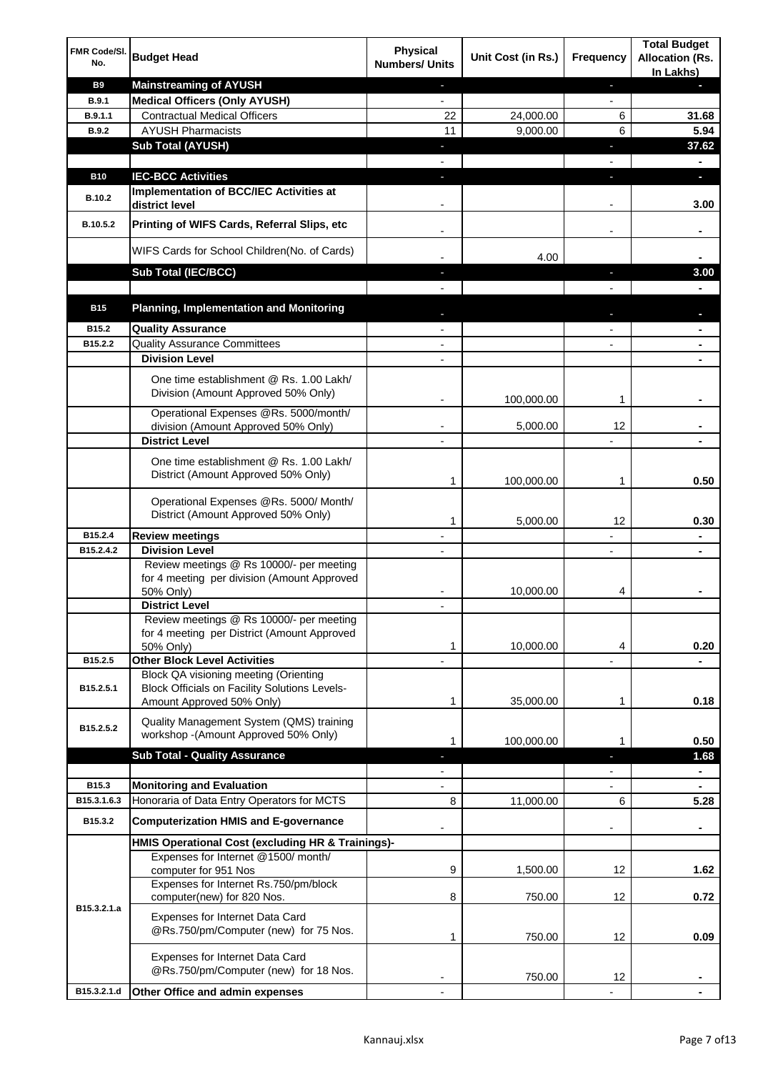| FMR Code/Sl. No. | Budget Head | Physical Numbers/ Units | Unit Cost (in Rs.) | Frequency | Total Budget Allocation (Rs. In Lakhs) |
|---|---|---|---|---|---|
| **B9** | **Mainstreaming of AYUSH** | - | | - | - |
| **B.9.1** | **Medical Officers (Only AYUSH)** | - | | - | |
| **B.9.1.1** | Contractual Medical Officers | 22 | 24,000.00 | 6 | **31.68** |
| **B.9.2** | AYUSH Pharmacists | 11 | 9,000.00 | 6 | **5.94** |
| | **Sub Total (AYUSH)** | - | | - | **37.62** |
| | | - | | - | - |
| **B10** | **IEC-BCC Activities** | - | | - | - |
| **B.10.2** | **Implementation of BCC/IEC Activities at district level** | - | | - | **3.00** |
| **B.10.5.2** | **Printing of WIFS Cards, Referral Slips, etc** | - | | - | - |
| | WIFS Cards for School Children(No. of Cards) | - | 4.00 | | - |
| | **Sub Total (IEC/BCC)** | - | | - | **3.00** |
| | | - | | - | - |
| **B15** | **Planning, Implementation and Monitoring** | - | | - | - |
| **B15.2** | **Quality Assurance** | - | | - | - |
| **B15.2.2** | Quality Assurance Committees | - | | - | - |
| | **Division Level** | - | | | - |
| | One time establishment @ Rs. 1.00 Lakh/ Division (Amount Approved 50% Only) | - | 100,000.00 | 1 | - |
| | Operational Expenses @Rs. 5000/month/ division (Amount Approved 50% Only) | - | 5,000.00 | 12 | - |
| | **District Level** | - | | - | - |
| | One time establishment @ Rs. 1.00 Lakh/ District (Amount Approved 50% Only) | 1 | 100,000.00 | 1 | **0.50** |
| | Operational Expenses @Rs. 5000/ Month/ District (Amount Approved 50% Only) | 1 | 5,000.00 | 12 | **0.30** |
| **B15.2.4** | **Review meetings** | - | | - | - |
| **B15.2.4.2** | **Division Level** | - | | - | - |
| | Review meetings @ Rs 10000/- per meeting for 4 meeting per division (Amount Approved 50% Only) | - | 10,000.00 | 4 | - |
| | **District Level** | - | | | |
| | Review meetings @ Rs 10000/- per meeting for 4 meeting per District (Amount Approved 50% Only) | 1 | 10,000.00 | 4 | **0.20** |
| **B15.2.5** | **Other Block Level Activities** | - | | - | - |
| **B15.2.5.1** | Block QA visioning meeting (Orienting Block Officials on Facility Solutions Levels-Amount Approved 50% Only) | 1 | 35,000.00 | 1 | **0.18** |
| **B15.2.5.2** | Quality Management System (QMS) training workshop -(Amount Approved 50% Only) | 1 | 100,000.00 | 1 | **0.50** |
| | **Sub Total - Quality Assurance** | - | | - | **1.68** |
| | | - | | - | - |
| **B15.3** | **Monitoring and Evaluation** | - | | - | - |
| **B15.3.1.6.3** | Honoraria of Data Entry Operators for MCTS | 8 | 11,000.00 | 6 | **5.28** |
| **B15.3.2** | **Computerization HMIS and E-governance** | - | | - | - |
| | **HMIS Operational Cost (excluding HR & Trainings)-** | | | | |
| **B15.3.2.1.a** | Expenses for Internet @1500/ month/ computer for 951 Nos | 9 | 1,500.00 | 12 | **1.62** |
| | Expenses for Internet Rs.750/pm/block computer(new) for 820 Nos. | 8 | 750.00 | 12 | **0.72** |
| | Expenses for Internet Data Card @Rs.750/pm/Computer (new) for 75 Nos. | 1 | 750.00 | 12 | **0.09** |
| | Expenses for Internet Data Card @Rs.750/pm/Computer (new) for 18 Nos. | - | 750.00 | 12 | - |
| **B15.3.2.1.d** | **Other Office and admin expenses** | - | | - | - |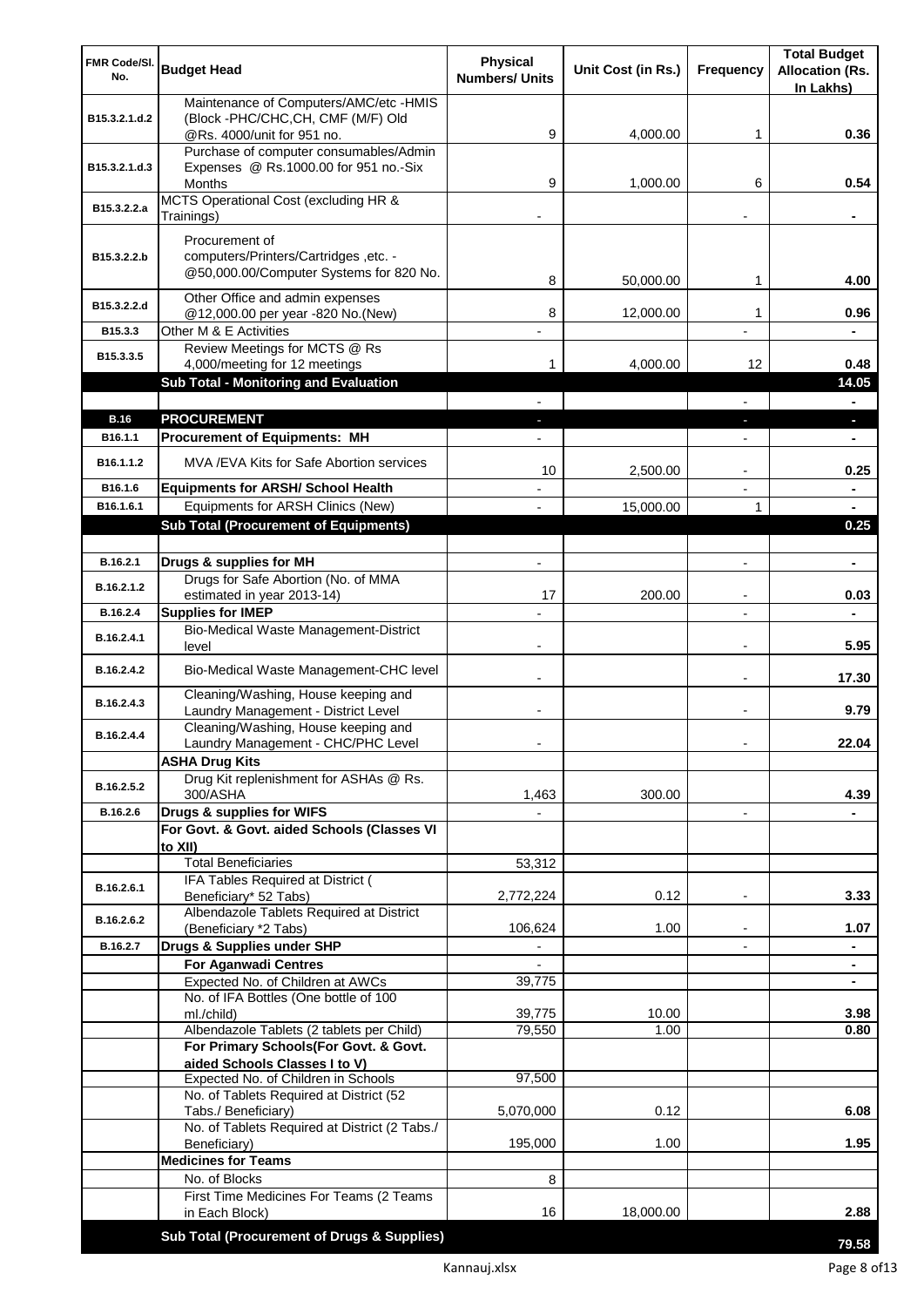| FMR Code/Sl. No. | Budget Head | Physical Numbers/ Units | Unit Cost (in Rs.) | Frequency | Total Budget Allocation (Rs. In Lakhs) |
|---|---|---|---|---|---|
| B15.3.2.1.d.2 | Maintenance of Computers/AMC/etc -HMIS (Block -PHC/CHC,CH, CMF (M/F) Old @Rs. 4000/unit for 951 no. | 9 | 4,000.00 | 1 | 0.36 |
| B15.3.2.1.d.3 | Purchase of computer consumables/Admin Expenses @ Rs.1000.00 for 951 no.-Six Months | 9 | 1,000.00 | 6 | 0.54 |
| B15.3.2.2.a | MCTS Operational Cost (excluding HR & Trainings) | - | | - | - |
| B15.3.2.2.b | Procurement of computers/Printers/Cartridges ,etc. - @50,000.00/Computer Systems for 820 No. | 8 | 50,000.00 | 1 | 4.00 |
| B15.3.2.2.d | Other Office and admin expenses @12,000.00 per year -820 No.(New) | 8 | 12,000.00 | 1 | 0.96 |
| B15.3.3 | Other M & E Activities | - | | - | - |
| B15.3.3.5 | Review Meetings for MCTS @ Rs 4,000/meeting for 12 meetings | 1 | 4,000.00 | 12 | 0.48 |
| | **Sub Total - Monitoring and Evaluation** | | | | **14.05** |
| | | - | | - | - |
| **B.16** | **PROCUREMENT** | - | | - | - |
| B16.1.1 | **Procurement of Equipments: MH** | - | | - | - |
| B16.1.1.2 | MVA /EVA Kits for Safe Abortion services | 10 | 2,500.00 | - | 0.25 |
| B16.1.6 | **Equipments for ARSH/ School Health** | - | | - | - |
| B16.1.6.1 | Equipments for ARSH Clinics (New) | - | 15,000.00 | 1 | - |
| | **Sub Total (Procurement of Equipments)** | | | | **0.25** |
| | | | | | |
| B.16.2.1 | **Drugs & supplies for MH** | - | | - | - |
| B.16.2.1.2 | Drugs for Safe Abortion (No. of MMA estimated in year 2013-14) | 17 | 200.00 | - | 0.03 |
| B.16.2.4 | **Supplies for IMEP** | - | | - | - |
| B.16.2.4.1 | Bio-Medical Waste Management-District level | - | | - | 5.95 |
| B.16.2.4.2 | Bio-Medical Waste Management-CHC level | - | | - | 17.30 |
| B.16.2.4.3 | Cleaning/Washing, House keeping and Laundry Management - District Level | - | | - | 9.79 |
| B.16.2.4.4 | Cleaning/Washing, House keeping and Laundry Management - CHC/PHC Level | - | | - | 22.04 |
| | **ASHA Drug Kits** | | | | |
| B.16.2.5.2 | Drug Kit replenishment for ASHAs @ Rs. 300/ASHA | 1,463 | 300.00 | | 4.39 |
| B.16.2.6 | **Drugs & supplies for WIFS** | - | | - | - |
| | **For Govt. & Govt. aided Schools (Classes VI to XII)** | | | | |
| | Total Beneficiaries | 53,312 | | | |
| B.16.2.6.1 | IFA Tables Required at District ( Beneficiary* 52 Tabs) | 2,772,224 | 0.12 | - | 3.33 |
| B.16.2.6.2 | Albendazole Tablets Required at District (Beneficiary *2 Tabs) | 106,624 | 1.00 | - | 1.07 |
| B.16.2.7 | **Drugs & Supplies under SHP** | - | | - | - |
| | **For Aganwadi Centres** | - | | | - |
| | Expected No. of Children at AWCs | 39,775 | | | - |
| | No. of IFA Bottles (One bottle of 100 ml./child) | 39,775 | 10.00 | | 3.98 |
| | Albendazole Tablets (2 tablets per Child) | 79,550 | 1.00 | | 0.80 |
| | **For Primary Schools(For Govt. & Govt. aided Schools Classes I to V)** | | | | |
| | Expected No. of Children in Schools | 97,500 | | | |
| | No. of Tablets Required at District (52 Tabs./ Beneficiary) | 5,070,000 | 0.12 | | 6.08 |
| | No. of Tablets Required at District (2 Tabs./ Beneficiary) | 195,000 | 1.00 | | 1.95 |
| | **Medicines for Teams** | | | | |
| | No. of Blocks | 8 | | | |
| | First Time Medicines For Teams (2 Teams in Each Block) | 16 | 18,000.00 | | 2.88 |
| | **Sub Total (Procurement of Drugs & Supplies)** | | | | **79.58** |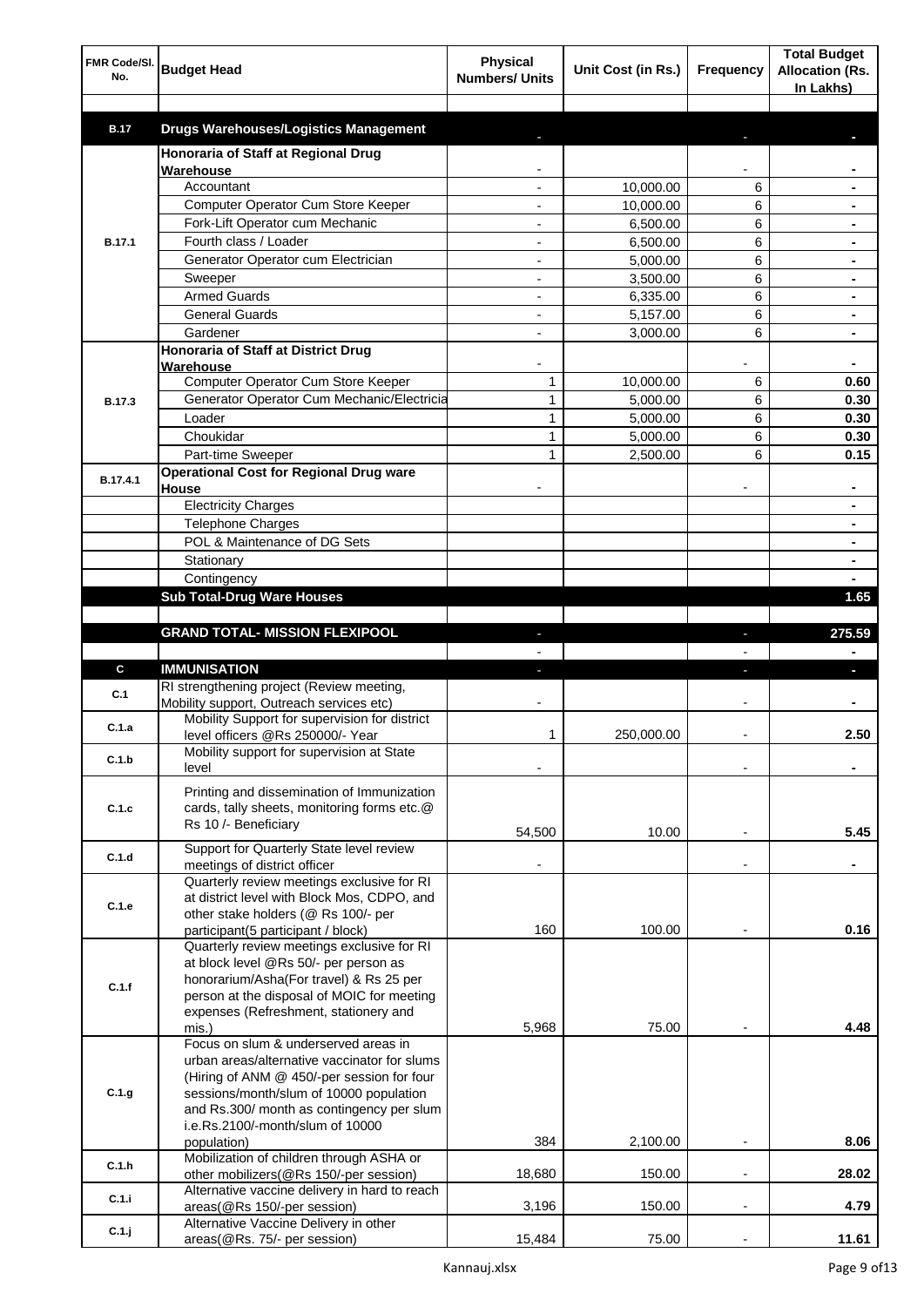| FMR Code/Sl. No. | Budget Head | Physical Numbers/ Units | Unit Cost (in Rs.) | Frequency | Total Budget Allocation (Rs. In Lakhs) |
|---|---|---|---|---|---|
| | | | | | |
| B.17 | **Drugs Warehouses/Logistics Management** | - | | - | - |
| B.17.1 | **Honoraria of Staff at Regional Drug Warehouse** | - | | - | - |
| | Accountant | - | 10,000.00 | 6 | - |
| | Computer Operator Cum Store Keeper | - | 10,000.00 | 6 | - |
| | Fork-Lift Operator cum Mechanic | - | 6,500.00 | 6 | - |
| | Fourth class / Loader | - | 6,500.00 | 6 | - |
| | Generator Operator cum Electrician | - | 5,000.00 | 6 | - |
| | Sweeper | - | 3,500.00 | 6 | - |
| | Armed Guards | - | 6,335.00 | 6 | - |
| | General Guards | - | 5,157.00 | 6 | - |
| | Gardener | - | 3,000.00 | 6 | - |
| B.17.3 | **Honoraria of Staff at District Drug Warehouse** | - | | - | - |
| | Computer Operator Cum Store Keeper | 1 | 10,000.00 | 6 | 0.60 |
| | Generator Operator Cum Mechanic/Electricia | 1 | 5,000.00 | 6 | 0.30 |
| | Loader | 1 | 5,000.00 | 6 | 0.30 |
| | Choukidar | 1 | 5,000.00 | 6 | 0.30 |
| | Part-time Sweeper | 1 | 2,500.00 | 6 | 0.15 |
| B.17.4.1 | **Operational Cost for Regional Drug ware House** | - | | - | - |
| | Electricity Charges | | | | - |
| | Telephone Charges | | | | - |
| | POL & Maintenance of DG Sets | | | | - |
| | Stationary | | | | - |
| | Contingency | | | | - |
| | **Sub Total-Drug Ware Houses** | | | | **1.65** |
| | | | | | |
| | **GRAND TOTAL- MISSION FLEXIPOOL** | - | | - | **275.59** |
| | | - | | - | - |
| C | **IMMUNISATION** | - | | - | - |
| C.1 | RI strengthening project (Review meeting, Mobility support, Outreach services etc) | - | | - | - |
| C.1.a | Mobility Support for supervision for district level officers @Rs 250000/- Year | 1 | 250,000.00 | - | 2.50 |
| C.1.b | Mobility support for supervision at State level | - | | - | - |
| C.1.c | Printing and dissemination of Immunization cards, tally sheets, monitoring forms etc.@ Rs 10 /- Beneficiary | 54,500 | 10.00 | - | 5.45 |
| C.1.d | Support for Quarterly State level review meetings of district officer | - | | - | - |
| C.1.e | Quarterly review meetings exclusive for RI at district level with Block Mos, CDPO, and other stake holders (@ Rs 100/- per participant(5 participant / block) | 160 | 100.00 | - | 0.16 |
| C.1.f | Quarterly review meetings exclusive for RI at block level @Rs 50/- per person as honorarium/Asha(For travel) & Rs 25 per person at the disposal of MOIC for meeting expenses (Refreshment, stationery and mis.) | 5,968 | 75.00 | - | 4.48 |
| C.1.g | Focus on slum & underserved areas in urban areas/alternative vaccinator for slums (Hiring of ANM @ 450/-per session for four sessions/month/slum of 10000 population and Rs.300/ month as contingency per slum i.e.Rs.2100/-month/slum of 10000 population) | 384 | 2,100.00 | - | 8.06 |
| C.1.h | Mobilization of children through ASHA or other mobilizers(@Rs 150/-per session) | 18,680 | 150.00 | - | 28.02 |
| C.1.i | Alternative vaccine delivery in hard to reach areas(@Rs 150/-per session) | 3,196 | 150.00 | - | 4.79 |
| C.1.j | Alternative Vaccine Delivery in other areas(@Rs. 75/- per session) | 15,484 | 75.00 | - | 11.61 |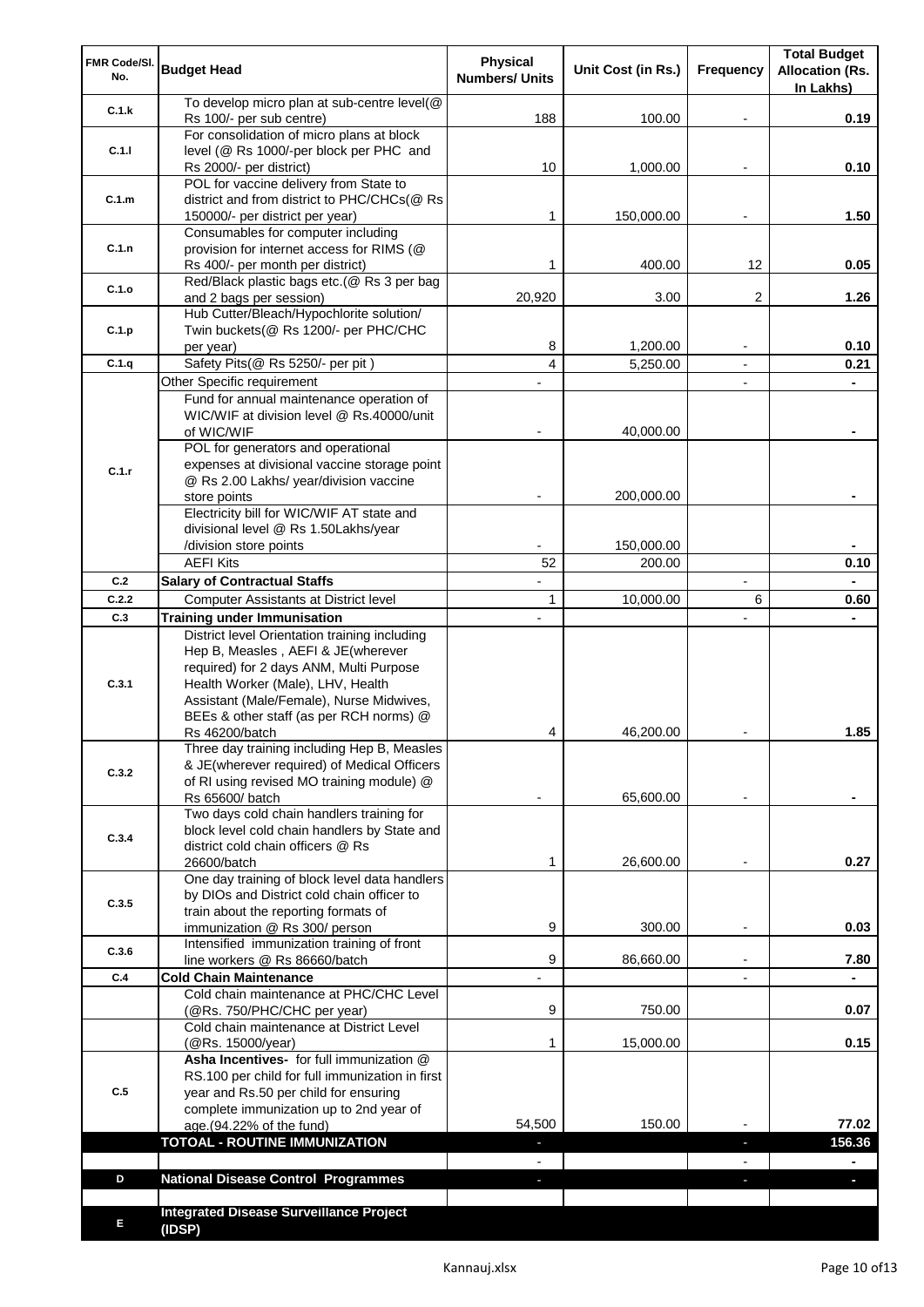| FMR Code/Sl. No. | Budget Head | Physical Numbers/ Units | Unit Cost (in Rs.) | Frequency | Total Budget Allocation (Rs. In Lakhs) |
|---|---|---|---|---|---|
| C.1.k | To develop micro plan at sub-centre level(@ Rs 100/- per sub centre) | 188 | 100.00 | - | 0.19 |
| C.1.l | For consolidation of micro plans at block level (@ Rs 1000/-per block per PHC and Rs 2000/- per district) | 10 | 1,000.00 | - | 0.10 |
| C.1.m | POL for vaccine delivery from State to district and from district to PHC/CHCs(@ Rs 150000/- per district per year) | 1 | 150,000.00 | - | 1.50 |
| C.1.n | Consumables for computer including provision for internet access for RIMS (@ Rs 400/- per month per district) | 1 | 400.00 | 12 | 0.05 |
| C.1.o | Red/Black plastic bags etc.(@ Rs 3 per bag and 2 bags per session) | 20,920 | 3.00 | 2 | 1.26 |
| C.1.p | Hub Cutter/Bleach/Hypochlorite solution/ Twin buckets(@ Rs 1200/- per PHC/CHC per year) | 8 | 1,200.00 | - | 0.10 |
| C.1.q | Safety Pits(@ Rs 5250/- per pit ) | 4 | 5,250.00 | - | 0.21 |
| C.1.r | Other Specific requirement | - | | - | - |
| | Fund for annual maintenance operation of WIC/WIF at division level @ Rs.40000/unit of WIC/WIF | - | 40,000.00 | | - |
| | POL for generators and operational expenses at divisional vaccine storage point @ Rs 2.00 Lakhs/ year/division vaccine store points | - | 200,000.00 | | - |
| | Electricity bill for WIC/WIF AT state and divisional level @ Rs 1.50Lakhs/year /division store points | - | 150,000.00 | | - |
| | AEFI Kits | 52 | 200.00 | | 0.10 |
| C.2 | **Salary of Contractual Staffs** | - | | - | - |
| C.2.2 | Computer Assistants at District level | 1 | 10,000.00 | 6 | 0.60 |
| C.3 | **Training under Immunisation** | - | | - | - |
| C.3.1 | District level Orientation training including Hep B, Measles , AEFI & JE(wherever required) for 2 days ANM, Multi Purpose Health Worker (Male), LHV, Health Assistant (Male/Female), Nurse Midwives, BEEs & other staff (as per RCH norms) @ Rs 46200/batch | 4 | 46,200.00 | - | 1.85 |
| C.3.2 | Three day training including Hep B, Measles & JE(wherever required) of Medical Officers of RI using revised MO training module) @ Rs 65600/ batch | - | 65,600.00 | - | - |
| C.3.4 | Two days cold chain handlers training for block level cold chain handlers by State and district cold chain officers @ Rs 26600/batch | 1 | 26,600.00 | - | 0.27 |
| C.3.5 | One day training of block level data handlers by DIOs and District cold chain officer to train about the reporting formats of immunization @ Rs 300/ person | 9 | 300.00 | - | 0.03 |
| C.3.6 | Intensified immunization training of front line workers @ Rs 86660/batch | 9 | 86,660.00 | - | 7.80 |
| C.4 | **Cold Chain Maintenance** | - | | - | - |
| | Cold chain maintenance at PHC/CHC Level (@Rs. 750/PHC/CHC per year) | 9 | 750.00 | | 0.07 |
| | Cold chain maintenance at District Level (@Rs. 15000/year) | 1 | 15,000.00 | | 0.15 |
| C.5 | **Asha Incentives-** for full immunization @ RS.100 per child for full immunization in first year and Rs.50 per child for ensuring complete immunization up to 2nd year of age.(94.22% of the fund) | 54,500 | 150.00 | - | 77.02 |
| | **TOTOAL - ROUTINE IMMUNIZATION** | - | | - | **156.36** |
| | | - | | - | - |
| D | **National Disease Control Programmes** | - | | - | - |
| | | | | | |
| E | **Integrated Disease Surveillance Project (IDSP)** | | | | |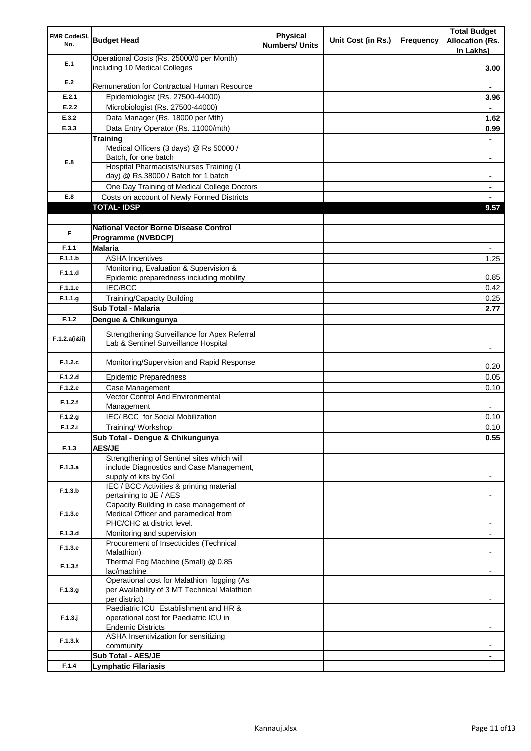| FMR Code/Sl. No. | Budget Head | Physical Numbers/ Units | Unit Cost (in Rs.) | Frequency | Total Budget Allocation (Rs. In Lakhs) |
|---|---|---|---|---|---|
| E.1 | Operational Costs (Rs. 25000/0 per Month) including 10 Medical Colleges | | | | 3.00 |
| E.2 | Remuneration for Contractual Human Resource | | | | - |
| E.2.1 | Epidemiologist (Rs. 27500-44000) | | | | 3.96 |
| E.2.2 | Microbiologist (Rs. 27500-44000) | | | | - |
| E.3.2 | Data Manager (Rs. 18000 per Mth) | | | | 1.62 |
| E.3.3 | Data Entry Operator (Rs. 11000/mth) | | | | 0.99 |
| E.8 | **Training** | | | | - |
| | Medical Officers (3 days) @ Rs 50000 / Batch, for one batch | | | | - |
| | Hospital Pharmacists/Nurses Training (1 day) @ Rs.38000 / Batch for 1 batch | | | | - |
| | One Day Training of Medical College Doctors | | | | - |
| E.8 | Costs on account of Newly Formed Districts | | | | - |
| | **TOTAL- IDSP** | | | | **9.57** |
| | | | | | |
| F | **National Vector Borne Disease Control Programme (NVBDCP)** | | | | |
| F.1.1 | **Malaria** | | | | - |
| F.1.1.b | ASHA Incentives | | | | 1.25 |
| F.1.1.d | Monitoring, Evaluation & Supervision & Epidemic preparedness including mobility | | | | 0.85 |
| F.1.1.e | IEC/BCC | | | | 0.42 |
| F.1.1.g | Training/Capacity Building | | | | 0.25 |
| | **Sub Total - Malaria** | | | | **2.77** |
| F.1.2 | **Dengue & Chikungunya** | | | | |
| F.1.2.a(i&ii) | Strengthening Surveillance for Apex Referral Lab & Sentinel Surveillance Hospital | | | | - |
| F.1.2.c | Monitoring/Supervision and Rapid Response | | | | 0.20 |
| F.1.2.d | Epidemic Preparedness | | | | 0.05 |
| F.1.2.e | Case Management | | | | 0.10 |
| F.1.2.f | Vector Control And Environmental Management | | | | - |
| F.1.2.g | IEC/ BCC for Social Mobilization | | | | 0.10 |
| F.1.2.i | Training/ Workshop | | | | 0.10 |
| | **Sub Total - Dengue & Chikungunya** | | | | **0.55** |
| F.1.3 | **AES/JE** | | | | |
| F.1.3.a | Strengthening of Sentinel sites which will include Diagnostics and Case Management, supply of kits by GoI | | | | - |
| F.1.3.b | IEC / BCC Activities & printing material pertaining to JE / AES | | | | - |
| F.1.3.c | Capacity Building in case management of Medical Officer and paramedical from PHC/CHC at district level. | | | | - |
| F.1.3.d | Monitoring and supervision | | | | - |
| F.1.3.e | Procurement of Insecticides (Technical Malathion) | | | | - |
| F.1.3.f | Thermal Fog Machine (Small) @ 0.85 lac/machine | | | | - |
| F.1.3.g | Operational cost for Malathion fogging (As per Availability of 3 MT Technical Malathion per district) | | | | - |
| F.1.3.j | Paediatric ICU Establishment and HR & operational cost for Paediatric ICU in Endemic Districts | | | | - |
| F.1.3.k | ASHA Insentivization for sensitizing community | | | | - |
| | **Sub Total - AES/JE** | | | | **-** |
| F.1.4 | **Lymphatic Filariasis** | | | | |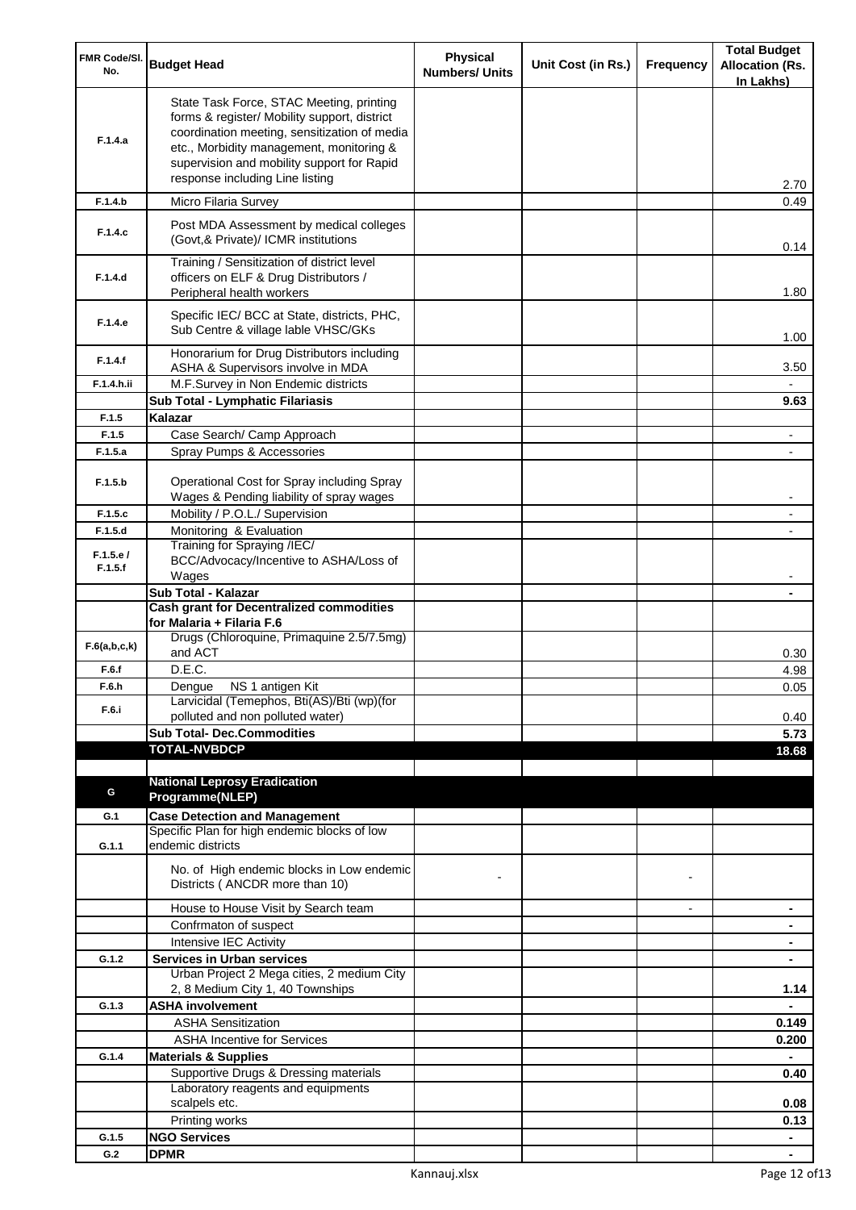| FMR Code/Sl. No. | Budget Head | Physical Numbers/ Units | Unit Cost (in Rs.) | Frequency | Total Budget Allocation (Rs. In Lakhs) |
|---|---|---|---|---|---|
| F.1.4.a | State Task Force, STAC Meeting, printing forms & register/ Mobility support, district coordination meeting, sensitization of media etc., Morbidity management, monitoring & supervision and mobility support for Rapid response including Line listing | | | | 2.70 |
| F.1.4.b | Micro Filaria Survey | | | | 0.49 |
| F.1.4.c | Post MDA Assessment by medical colleges (Govt,& Private)/ ICMR institutions | | | | 0.14 |
| F.1.4.d | Training / Sensitization of district level officers on ELF & Drug Distributors / Peripheral health workers | | | | 1.80 |
| F.1.4.e | Specific IEC/ BCC at State, districts, PHC, Sub Centre & village lable VHSC/GKs | | | | 1.00 |
| F.1.4.f | Honorarium for Drug Distributors including ASHA & Supervisors involve in MDA | | | | 3.50 |
| F.1.4.h.ii | M.F.Survey in Non Endemic districts | | | | - |
| | **Sub Total - Lymphatic Filariasis** | | | | **9.63** |
| F.1.5 | **Kalazar** | | | | |
| F.1.5 | Case Search/ Camp Approach | | | | - |
| F.1.5.a | Spray Pumps & Accessories | | | | - |
| F.1.5.b | Operational Cost for Spray including Spray Wages & Pending liability of spray wages | | | | - |
| F.1.5.c | Mobility / P.O.L./ Supervision | | | | - |
| F.1.5.d | Monitoring & Evaluation | | | | - |
| F.1.5.e / F.1.5.f | Training for Spraying /IEC/ BCC/Advocacy/Incentive to ASHA/Loss of Wages | | | | - |
| | **Sub Total - Kalazar** | | | | **-** |
| | **Cash grant for Decentralized commodities for Malaria + Filaria F.6** | | | | |
| F.6(a,b,c,k) | Drugs (Chloroquine, Primaquine 2.5/7.5mg) and ACT | | | | 0.30 |
| F.6.f | D.E.C. | | | | 4.98 |
| F.6.h | Dengue NS 1 antigen Kit | | | | 0.05 |
| F.6.i | Larvicidal (Temephos, Bti(AS)/Bti (wp)(for polluted and non polluted water) | | | | 0.40 |
| | **Sub Total- Dec.Commodities** | | | | **5.73** |
| | **TOTAL-NVBDCP** | | | | **18.68** |
| | | | | | |
| G | **National Leprosy Eradication Programme(NLEP)** | | | | |
| G.1 | **Case Detection and Management** | | | | |
| G.1.1 | Specific Plan for high endemic blocks of low endemic districts | | | | |
| | No. of High endemic blocks in Low endemic Districts ( ANCDR more than 10) | - | | - | |
| | House to House Visit by Search team | | | - | **-** |
| | Confrmaton of suspect | | | | **-** |
| | Intensive IEC Activity | | | | **-** |
| G.1.2 | **Services in Urban services** | | | | **-** |
| | Urban Project 2 Mega cities, 2 medium City 2, 8 Medium City 1, 40 Townships | | | | **1.14** |
| G.1.3 | **ASHA involvement** | | | | **-** |
| | ASHA Sensitization | | | | **0.149** |
| | ASHA Incentive for Services | | | | **0.200** |
| G.1.4 | **Materials & Supplies** | | | | **-** |
| | Supportive Drugs & Dressing materials | | | | **0.40** |
| | Laboratory reagents and equipments scalpels etc. | | | | **0.08** |
| | Printing works | | | | **0.13** |
| G.1.5 | **NGO Services** | | | | **-** |
| G.2 | **DPMR** | | | | **-** |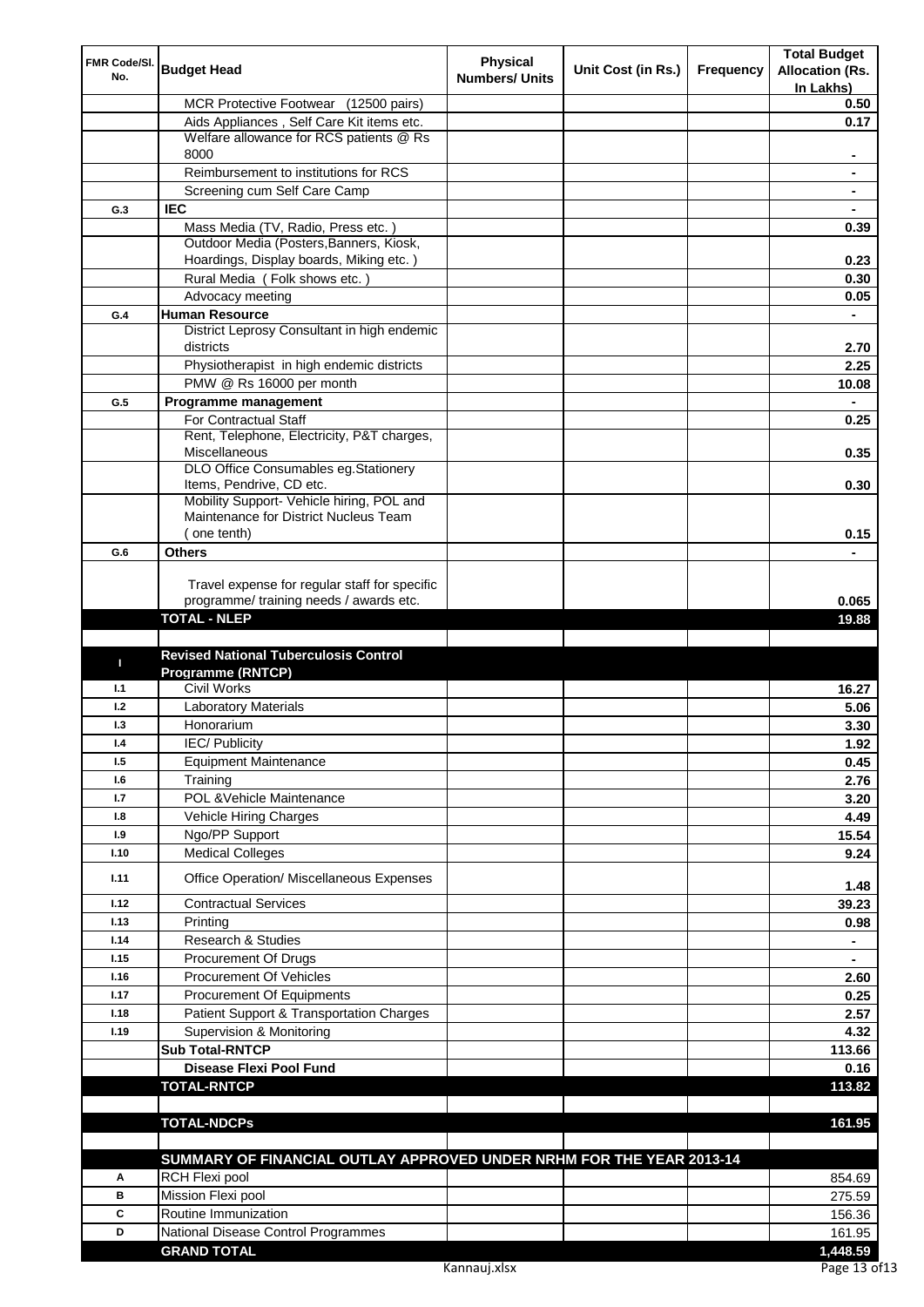| FMR Code/Sl. No. | Budget Head | Physical Numbers/ Units | Unit Cost (in Rs.) | Frequency | Total Budget Allocation (Rs. In Lakhs) |
|---|---|---|---|---|---|
| | MCR Protective Footwear (12500 pairs) | | | | 0.50 |
| | Aids Appliances , Self Care Kit items etc. | | | | 0.17 |
| | Welfare allowance for RCS patients @ Rs 8000 | | | | - |
| | Reimbursement to institutions for RCS | | | | - |
| | Screening cum Self Care Camp | | | | - |
| G.3 | **IEC** | | | | - |
| | Mass Media (TV, Radio, Press etc. ) | | | | 0.39 |
| | Outdoor Media (Posters,Banners, Kiosk, Hoardings, Display boards, Miking etc. ) | | | | 0.23 |
| | Rural Media ( Folk shows etc. ) | | | | 0.30 |
| | Advocacy meeting | | | | 0.05 |
| G.4 | **Human Resource** | | | | - |
| | District Leprosy Consultant in high endemic districts | | | | 2.70 |
| | Physiotherapist in high endemic districts | | | | 2.25 |
| | PMW @ Rs 16000 per month | | | | 10.08 |
| G.5 | **Programme management** | | | | - |
| | For Contractual Staff | | | | 0.25 |
| | Rent, Telephone, Electricity, P&T charges, Miscellaneous | | | | 0.35 |
| | DLO Office Consumables eg.Stationery Items, Pendrive, CD etc. | | | | 0.30 |
| | Mobility Support- Vehicle hiring, POL and Maintenance for District Nucleus Team ( one tenth) | | | | 0.15 |
| G.6 | **Others** | | | | - |
| | Travel expense for regular staff for specific programme/ training needs / awards etc. | | | | 0.065 |
| | **TOTAL - NLEP** | | | | **19.88** |
| | | | | | |
| I | **Revised National Tuberculosis Control Programme (RNTCP)** | | | | |
| I.1 | Civil Works | | | | 16.27 |
| I.2 | Laboratory Materials | | | | 5.06 |
| I.3 | Honorarium | | | | 3.30 |
| I.4 | IEC/ Publicity | | | | 1.92 |
| I.5 | Equipment Maintenance | | | | 0.45 |
| I.6 | Training | | | | 2.76 |
| I.7 | POL &Vehicle Maintenance | | | | 3.20 |
| I.8 | Vehicle Hiring Charges | | | | 4.49 |
| I.9 | Ngo/PP Support | | | | 15.54 |
| I.10 | Medical Colleges | | | | 9.24 |
| I.11 | Office Operation/ Miscellaneous Expenses | | | | 1.48 |
| I.12 | Contractual Services | | | | 39.23 |
| I.13 | Printing | | | | 0.98 |
| I.14 | Research & Studies | | | | - |
| I.15 | Procurement Of Drugs | | | | - |
| I.16 | Procurement Of Vehicles | | | | 2.60 |
| I.17 | Procurement Of Equipments | | | | 0.25 |
| I.18 | Patient Support & Transportation Charges | | | | 2.57 |
| I.19 | Supervision & Monitoring | | | | 4.32 |
| | **Sub Total-RNTCP** | | | | **113.66** |
| | **Disease Flexi Pool Fund** | | | | **0.16** |
| | **TOTAL-RNTCP** | | | | **113.82** |
| | | | | | |
| | **TOTAL-NDCPs** | | | | **161.95** |
| | | | | | |
| | **SUMMARY OF FINANCIAL OUTLAY APPROVED UNDER NRHM FOR THE YEAR 2013-14** | | | | |
| A | RCH Flexi pool | | | | 854.69 |
| B | Mission Flexi pool | | | | 275.59 |
| C | Routine Immunization | | | | 156.36 |
| D | National Disease Control Programmes | | | | 161.95 |
| | **GRAND TOTAL** | | | | **1,448.59** |

Kannauj.xlsx